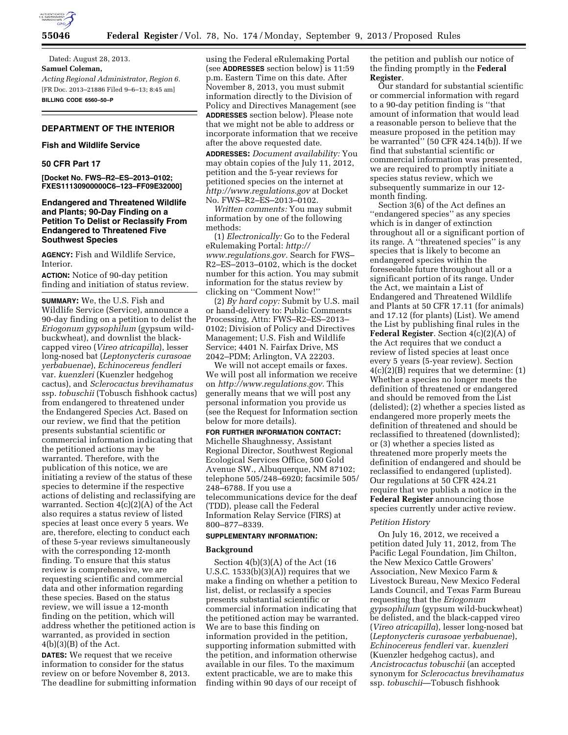Dated: August 28, 2013.

**Samuel Coleman,**

*Acting Regional Administrator, Region 6.*

[FR Doc. 2013–21886 Filed 9–6–13; 8:45 am]

**BILLING CODE 6560–50–P**

## DEPARTMENT OF THE INTERIOR

### Fish and Wildlife Service

### 50 CFR Part 17

**[Docket No. FWS–R2–ES–2013–0102; FXES11130900000C6–123–FF09E32000]**

### Endangered and Threatened Wildlife and Plants; 90-Day Finding on a Petition To Delist or Reclassify From Endangered to Threatened Five Southwest Species

**AGENCY:** Fish and Wildlife Service, Interior.

**ACTION:** Notice of 90-day petition finding and initiation of status review.

**SUMMARY:** We, the U.S. Fish and Wildlife Service (Service), announce a 90-day finding on a petition to delist the *Eriogonum gypsophilum* (gypsum wild-buckwheat), and downlist the black-capped vireo (*Vireo atricapilla*), lesser long-nosed bat (*Leptonycteris curasoae yerbabuenae*), *Echinocereus fendleri* var. *kuenzleri* (Kuenzler hedgehog cactus), and *Sclerocactus brevihamatus* ssp. *tobuschii* (Tobusch fishhook cactus) from endangered to threatened under the Endangered Species Act. Based on our review, we find that the petition presents substantial scientific or commercial information indicating that the petitioned actions may be warranted. Therefore, with the publication of this notice, we are initiating a review of the status of these species to determine if the respective actions of delisting and reclassifying are warranted. Section 4(c)(2)(A) of the Act also requires a status review of listed species at least once every 5 years. We are, therefore, electing to conduct each of these 5-year reviews simultaneously with the corresponding 12-month finding. To ensure that this status review is comprehensive, we are requesting scientific and commercial data and other information regarding these species. Based on the status review, we will issue a 12-month finding on the petition, which will address whether the petitioned action is warranted, as provided in section 4(b)(3)(B) of the Act.

**DATES:** We request that we receive information to consider for the status review on or before November 8, 2013. The deadline for submitting information using the Federal eRulemaking Portal (see **ADDRESSES** section below) is 11:59 p.m. Eastern Time on this date. After November 8, 2013, you must submit information directly to the Division of Policy and Directives Management (see **ADDRESSES** section below). Please note that we might not be able to address or incorporate information that we receive after the above requested date.

**ADDRESSES:** *Document availability:* You may obtain copies of the July 11, 2012, petition and the 5-year reviews for petitioned species on the internet at *http://www.regulations.gov* at Docket No. FWS–R2–ES–2013–0102.

*Written comments:* You may submit information by one of the following methods:

(1) *Electronically:* Go to the Federal eRulemaking Portal: *http://www.regulations.gov.* Search for FWS–R2–ES–2013–0102, which is the docket number for this action. You may submit information for the status review by clicking on "Comment Now!"

(2) *By hard copy:* Submit by U.S. mail or hand-delivery to: Public Comments Processing, Attn: FWS–R2–ES–2013–0102; Division of Policy and Directives Management; U.S. Fish and Wildlife Service; 4401 N. Fairfax Drive, MS 2042–PDM; Arlington, VA 22203.

We will not accept emails or faxes. We will post all information we receive on *http://www.regulations.gov.* This generally means that we will post any personal information you provide us (see the Request for Information section below for more details).

**FOR FURTHER INFORMATION CONTACT:** Michelle Shaughnessy, Assistant Regional Director, Southwest Regional Ecological Services Office, 500 Gold Avenue SW., Albuquerque, NM 87102; telephone 505/248–6920; facsimile 505/248–6788. If you use a telecommunications device for the deaf (TDD), please call the Federal Information Relay Service (FIRS) at 800–877–8339.

**SUPPLEMENTARY INFORMATION:**

#### Background

Section 4(b)(3)(A) of the Act (16 U.S.C. 1533(b)(3)(A)) requires that we make a finding on whether a petition to list, delist, or reclassify a species presents substantial scientific or commercial information indicating that the petitioned action may be warranted. We are to base this finding on information provided in the petition, supporting information submitted with the petition, and information otherwise available in our files. To the maximum extent practicable, we are to make this finding within 90 days of our receipt of the petition and publish our notice of the finding promptly in the **Federal Register**.

Our standard for substantial scientific or commercial information with regard to a 90-day petition finding is "that amount of information that would lead a reasonable person to believe that the measure proposed in the petition may be warranted" (50 CFR 424.14(b)). If we find that substantial scientific or commercial information was presented, we are required to promptly initiate a species status review, which we subsequently summarize in our 12-month finding.

Section 3(6) of the Act defines an "endangered species" as any species which is in danger of extinction throughout all or a significant portion of its range. A "threatened species" is any species that is likely to become an endangered species within the foreseeable future throughout all or a significant portion of its range. Under the Act, we maintain a List of Endangered and Threatened Wildlife and Plants at 50 CFR 17.11 (for animals) and 17.12 (for plants) (List). We amend the List by publishing final rules in the **Federal Register**. Section 4(c)(2)(A) of the Act requires that we conduct a review of listed species at least once every 5 years (5-year review). Section 4(c)(2)(B) requires that we determine: (1) Whether a species no longer meets the definition of threatened or endangered and should be removed from the List (delisted); (2) whether a species listed as endangered more properly meets the definition of threatened and should be reclassified to threatened (downlisted); or (3) whether a species listed as threatened more properly meets the definition of endangered and should be reclassified to endangered (uplisted). Our regulations at 50 CFR 424.21 require that we publish a notice in the **Federal Register** announcing those species currently under active review.

#### *Petition History*

On July 16, 2012, we received a petition dated July 11, 2012, from The Pacific Legal Foundation, Jim Chilton, the New Mexico Cattle Growers' Association, New Mexico Farm & Livestock Bureau, New Mexico Federal Lands Council, and Texas Farm Bureau requesting that the *Eriogonum gypsophilum* (gypsum wild-buckwheat) be delisted, and the black-capped vireo (*Vireo atricapilla*), lesser long-nosed bat (*Leptonycteris curasoae yerbabuenae*), *Echinocereus fendleri* var. *kuenzleri* (Kuenzler hedgehog cactus), and *Ancistrocactus tobuschii* (an accepted synonym for *Sclerocactus brevihamatus* ssp. *tobuschii*—Tobusch fishhook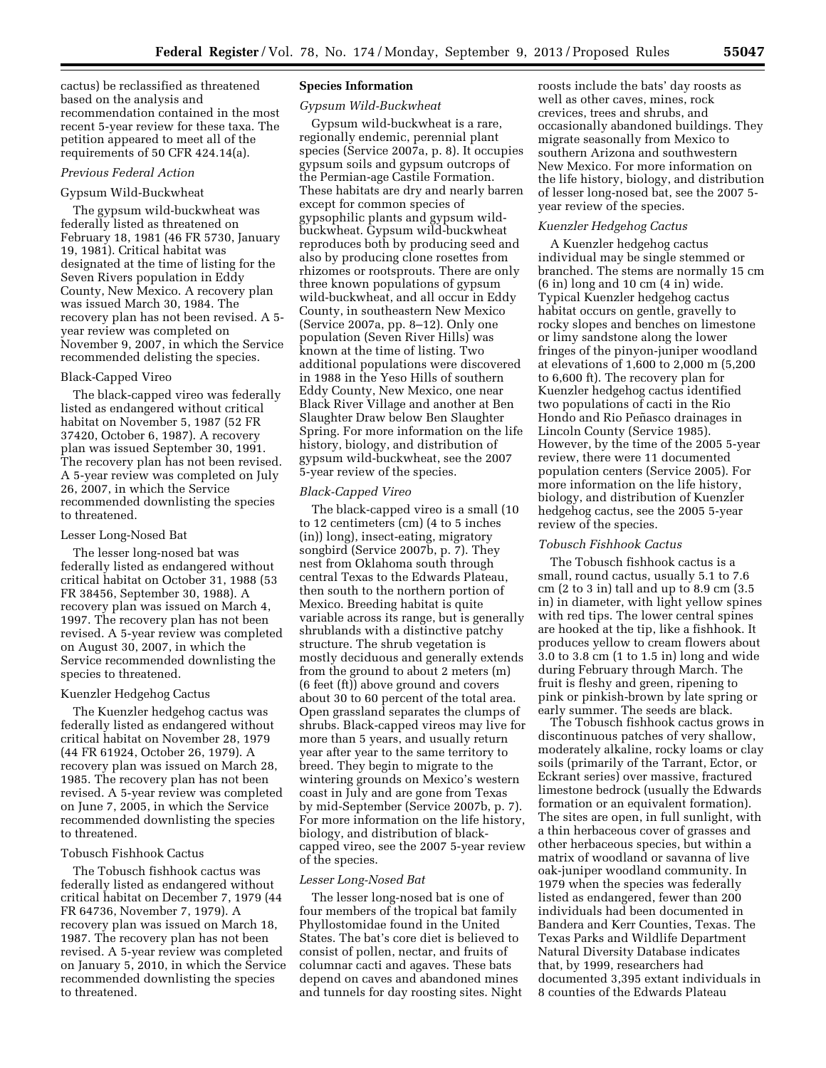cactus) be reclassified as threatened based on the analysis and recommendation contained in the most recent 5-year review for these taxa. The petition appeared to meet all of the requirements of 50 CFR 424.14(a).

### *Previous Federal Action*

#### Gypsum Wild-Buckwheat

The gypsum wild-buckwheat was federally listed as threatened on February 18, 1981 (46 FR 5730, January 19, 1981). Critical habitat was designated at the time of listing for the Seven Rivers population in Eddy County, New Mexico. A recovery plan was issued March 30, 1984. The recovery plan has not been revised. A 5-year review was completed on November 9, 2007, in which the Service recommended delisting the species.

#### Black-Capped Vireo

The black-capped vireo was federally listed as endangered without critical habitat on November 5, 1987 (52 FR 37420, October 6, 1987). A recovery plan was issued September 30, 1991. The recovery plan has not been revised. A 5-year review was completed on July 26, 2007, in which the Service recommended downlisting the species to threatened.

#### Lesser Long-Nosed Bat

The lesser long-nosed bat was federally listed as endangered without critical habitat on October 31, 1988 (53 FR 38456, September 30, 1988). A recovery plan was issued on March 4, 1997. The recovery plan has not been revised. A 5-year review was completed on August 30, 2007, in which the Service recommended downlisting the species to threatened.

#### Kuenzler Hedgehog Cactus

The Kuenzler hedgehog cactus was federally listed as endangered without critical habitat on November 28, 1979 (44 FR 61924, October 26, 1979). A recovery plan was issued on March 28, 1985. The recovery plan has not been revised. A 5-year review was completed on June 7, 2005, in which the Service recommended downlisting the species to threatened.

#### Tobusch Fishhook Cactus

The Tobusch fishhook cactus was federally listed as endangered without critical habitat on December 7, 1979 (44 FR 64736, November 7, 1979). A recovery plan was issued on March 18, 1987. The recovery plan has not been revised. A 5-year review was completed on January 5, 2010, in which the Service recommended downlisting the species to threatened.

## Species Information

### *Gypsum Wild-Buckwheat*

Gypsum wild-buckwheat is a rare, regionally endemic, perennial plant species (Service 2007a, p. 8). It occupies gypsum soils and gypsum outcrops of the Permian-age Castile Formation. These habitats are dry and nearly barren except for common species of gypsophilic plants and gypsum wild-buckwheat. Gypsum wild-buckwheat reproduces both by producing seed and also by producing clone rosettes from rhizomes or rootsprouts. There are only three known populations of gypsum wild-buckwheat, and all occur in Eddy County, in southeastern New Mexico (Service 2007a, pp. 8–12). Only one population (Seven River Hills) was known at the time of listing. Two additional populations were discovered in 1988 in the Yeso Hills of southern Eddy County, New Mexico, one near Black River Village and another at Ben Slaughter Draw below Ben Slaughter Spring. For more information on the life history, biology, and distribution of gypsum wild-buckwheat, see the 2007 5-year review of the species.

### *Black-Capped Vireo*

The black-capped vireo is a small (10 to 12 centimeters (cm) (4 to 5 inches (in)) long), insect-eating, migratory songbird (Service 2007b, p. 7). They nest from Oklahoma south through central Texas to the Edwards Plateau, then south to the northern portion of Mexico. Breeding habitat is quite variable across its range, but is generally shrublands with a distinctive patchy structure. The shrub vegetation is mostly deciduous and generally extends from the ground to about 2 meters (m) (6 feet (ft)) above ground and covers about 30 to 60 percent of the total area. Open grassland separates the clumps of shrubs. Black-capped vireos may live for more than 5 years, and usually return year after year to the same territory to breed. They begin to migrate to the wintering grounds on Mexico's western coast in July and are gone from Texas by mid-September (Service 2007b, p. 7). For more information on the life history, biology, and distribution of black-capped vireo, see the 2007 5-year review of the species.

### *Lesser Long-Nosed Bat*

The lesser long-nosed bat is one of four members of the tropical bat family Phyllostomidae found in the United States. The bat's core diet is believed to consist of pollen, nectar, and fruits of columnar cacti and agaves. These bats depend on caves and abandoned mines and tunnels for day roosting sites. Night roosts include the bats' day roosts as well as other caves, mines, rock crevices, trees and shrubs, and occasionally abandoned buildings. They migrate seasonally from Mexico to southern Arizona and southwestern New Mexico. For more information on the life history, biology, and distribution of lesser long-nosed bat, see the 2007 5-year review of the species.

### *Kuenzler Hedgehog Cactus*

A Kuenzler hedgehog cactus individual may be single stemmed or branched. The stems are normally 15 cm (6 in) long and 10 cm (4 in) wide. Typical Kuenzler hedgehog cactus habitat occurs on gentle, gravelly to rocky slopes and benches on limestone or limy sandstone along the lower fringes of the pinyon-juniper woodland at elevations of 1,600 to 2,000 m (5,200 to 6,600 ft). The recovery plan for Kuenzler hedgehog cactus identified two populations of cacti in the Rio Hondo and Rio Peñasco drainages in Lincoln County (Service 1985). However, by the time of the 2005 5-year review, there were 11 documented population centers (Service 2005). For more information on the life history, biology, and distribution of Kuenzler hedgehog cactus, see the 2005 5-year review of the species.

### *Tobusch Fishhook Cactus*

The Tobusch fishhook cactus is a small, round cactus, usually 5.1 to 7.6 cm (2 to 3 in) tall and up to 8.9 cm (3.5 in) in diameter, with light yellow spines with red tips. The lower central spines are hooked at the tip, like a fishhook. It produces yellow to cream flowers about 3.0 to 3.8 cm (1 to 1.5 in) long and wide during February through March. The fruit is fleshy and green, ripening to pink or pinkish-brown by late spring or early summer. The seeds are black.

The Tobusch fishhook cactus grows in discontinuous patches of very shallow, moderately alkaline, rocky loams or clay soils (primarily of the Tarrant, Ector, or Eckrant series) over massive, fractured limestone bedrock (usually the Edwards formation or an equivalent formation). The sites are open, in full sunlight, with a thin herbaceous cover of grasses and other herbaceous species, but within a matrix of woodland or savanna of live oak-juniper woodland community. In 1979 when the species was federally listed as endangered, fewer than 200 individuals had been documented in Bandera and Kerr Counties, Texas. The Texas Parks and Wildlife Department Natural Diversity Database indicates that, by 1999, researchers had documented 3,395 extant individuals in 8 counties of the Edwards Plateau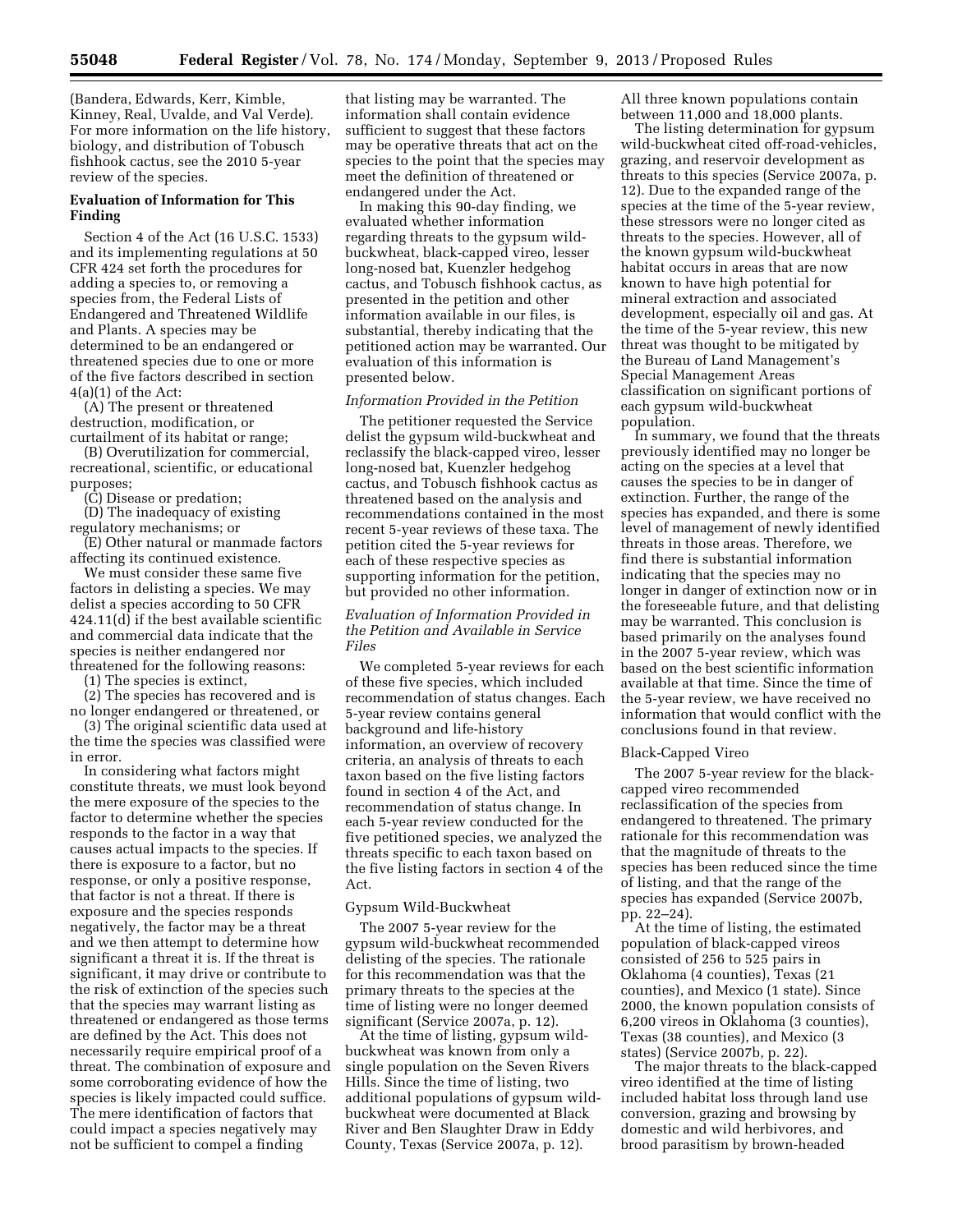(Bandera, Edwards, Kerr, Kimble, Kinney, Real, Uvalde, and Val Verde). For more information on the life history, biology, and distribution of Tobusch fishhook cactus, see the 2010 5-year review of the species.

## Evaluation of Information for This Finding

Section 4 of the Act (16 U.S.C. 1533) and its implementing regulations at 50 CFR 424 set forth the procedures for adding a species to, or removing a species from, the Federal Lists of Endangered and Threatened Wildlife and Plants. A species may be determined to be an endangered or threatened species due to one or more of the five factors described in section 4(a)(1) of the Act:

(A) The present or threatened destruction, modification, or curtailment of its habitat or range;

(B) Overutilization for commercial, recreational, scientific, or educational purposes;

(C) Disease or predation;

(D) The inadequacy of existing regulatory mechanisms; or

(E) Other natural or manmade factors affecting its continued existence.

We must consider these same five factors in delisting a species. We may delist a species according to 50 CFR 424.11(d) if the best available scientific and commercial data indicate that the species is neither endangered nor threatened for the following reasons:

(1) The species is extinct,

(2) The species has recovered and is no longer endangered or threatened, or

(3) The original scientific data used at the time the species was classified were in error.

In considering what factors might constitute threats, we must look beyond the mere exposure of the species to the factor to determine whether the species responds to the factor in a way that causes actual impacts to the species. If there is exposure to a factor, but no response, or only a positive response, that factor is not a threat. If there is exposure and the species responds negatively, the factor may be a threat and we then attempt to determine how significant a threat it is. If the threat is significant, it may drive or contribute to the risk of extinction of the species such that the species may warrant listing as threatened or endangered as those terms are defined by the Act. This does not necessarily require empirical proof of a threat. The combination of exposure and some corroborating evidence of how the species is likely impacted could suffice. The mere identification of factors that could impact a species negatively may not be sufficient to compel a finding that listing may be warranted. The information shall contain evidence sufficient to suggest that these factors may be operative threats that act on the species to the point that the species may meet the definition of threatened or endangered under the Act.

In making this 90-day finding, we evaluated whether information regarding threats to the gypsum wild-buckwheat, black-capped vireo, lesser long-nosed bat, Kuenzler hedgehog cactus, and Tobusch fishhook cactus, as presented in the petition and other information available in our files, is substantial, thereby indicating that the petitioned action may be warranted. Our evaluation of this information is presented below.

### *Information Provided in the Petition*

The petitioner requested the Service delist the gypsum wild-buckwheat and reclassify the black-capped vireo, lesser long-nosed bat, Kuenzler hedgehog cactus, and Tobusch fishhook cactus as threatened based on the analysis and recommendations contained in the most recent 5-year reviews of these taxa. The petition cited the 5-year reviews for each of these respective species as supporting information for the petition, but provided no other information.

### *Evaluation of Information Provided in the Petition and Available in Service Files*

We completed 5-year reviews for each of these five species, which included recommendation of status changes. Each 5-year review contains general background and life-history information, an overview of recovery criteria, an analysis of threats to each taxon based on the five listing factors found in section 4 of the Act, and recommendation of status change. In each 5-year review conducted for the five petitioned species, we analyzed the threats specific to each taxon based on the five listing factors in section 4 of the Act.

#### Gypsum Wild-Buckwheat

The 2007 5-year review for the gypsum wild-buckwheat recommended delisting of the species. The rationale for this recommendation was that the primary threats to the species at the time of listing were no longer deemed significant (Service 2007a, p. 12).

At the time of listing, gypsum wild-buckwheat was known from only a single population on the Seven Rivers Hills. Since the time of listing, two additional populations of gypsum wild-buckwheat were documented at Black River and Ben Slaughter Draw in Eddy County, Texas (Service 2007a, p. 12). All three known populations contain between 11,000 and 18,000 plants.

The listing determination for gypsum wild-buckwheat cited off-road-vehicles, grazing, and reservoir development as threats to this species (Service 2007a, p. 12). Due to the expanded range of the species at the time of the 5-year review, these stressors were no longer cited as threats to the species. However, all of the known gypsum wild-buckwheat habitat occurs in areas that are now known to have high potential for mineral extraction and associated development, especially oil and gas. At the time of the 5-year review, this new threat was thought to be mitigated by the Bureau of Land Management's Special Management Areas classification on significant portions of each gypsum wild-buckwheat population.

In summary, we found that the threats previously identified may no longer be acting on the species at a level that causes the species to be in danger of extinction. Further, the range of the species has expanded, and there is some level of management of newly identified threats in those areas. Therefore, we find there is substantial information indicating that the species may no longer in danger of extinction now or in the foreseeable future, and that delisting may be warranted. This conclusion is based primarily on the analyses found in the 2007 5-year review, which was based on the best scientific information available at that time. Since the time of the 5-year review, we have received no information that would conflict with the conclusions found in that review.

#### Black-Capped Vireo

The 2007 5-year review for the black-capped vireo recommended reclassification of the species from endangered to threatened. The primary rationale for this recommendation was that the magnitude of threats to the species has been reduced since the time of listing, and that the range of the species has expanded (Service 2007b, pp. 22–24).

At the time of listing, the estimated population of black-capped vireos consisted of 256 to 525 pairs in Oklahoma (4 counties), Texas (21 counties), and Mexico (1 state). Since 2000, the known population consists of 6,200 vireos in Oklahoma (3 counties), Texas (38 counties), and Mexico (3 states) (Service 2007b, p. 22).

The major threats to the black-capped vireo identified at the time of listing included habitat loss through land use conversion, grazing and browsing by domestic and wild herbivores, and brood parasitism by brown-headed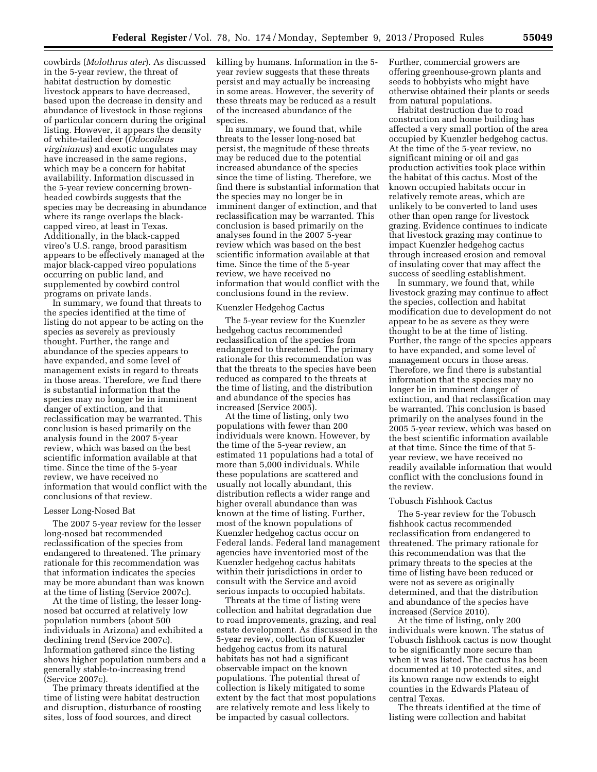cowbirds (*Molothrus ater*). As discussed in the 5-year review, the threat of habitat destruction by domestic livestock appears to have decreased, based upon the decrease in density and abundance of livestock in those regions of particular concern during the original listing. However, it appears the density of white-tailed deer (*Odocoileus virginianus*) and exotic ungulates may have increased in the same regions, which may be a concern for habitat availability. Information discussed in the 5-year review concerning brown-headed cowbirds suggests that the species may be decreasing in abundance where its range overlaps the black-capped vireo, at least in Texas. Additionally, in the black-capped vireo's U.S. range, brood parasitism appears to be effectively managed at the major black-capped vireo populations occurring on public land, and supplemented by cowbird control programs on private lands.

In summary, we found that threats to the species identified at the time of listing do not appear to be acting on the species as severely as previously thought. Further, the range and abundance of the species appears to have expanded, and some level of management exists in regard to threats in those areas. Therefore, we find there is substantial information that the species may no longer be in imminent danger of extinction, and that reclassification may be warranted. This conclusion is based primarily on the analysis found in the 2007 5-year review, which was based on the best scientific information available at that time. Since the time of the 5-year review, we have received no information that would conflict with the conclusions of that review.

### Lesser Long-Nosed Bat

The 2007 5-year review for the lesser long-nosed bat recommended reclassification of the species from endangered to threatened. The primary rationale for this recommendation was that information indicates the species may be more abundant than was known at the time of listing (Service 2007c).

At the time of listing, the lesser long-nosed bat occurred at relatively low population numbers (about 500 individuals in Arizona) and exhibited a declining trend (Service 2007c). Information gathered since the listing shows higher population numbers and a generally stable-to-increasing trend (Service 2007c).

The primary threats identified at the time of listing were habitat destruction and disruption, disturbance of roosting sites, loss of food sources, and direct killing by humans. Information in the 5-year review suggests that these threats persist and may actually be increasing in some areas. However, the severity of these threats may be reduced as a result of the increased abundance of the species.

In summary, we found that, while threats to the lesser long-nosed bat persist, the magnitude of these threats may be reduced due to the potential increased abundance of the species since the time of listing. Therefore, we find there is substantial information that the species may no longer be in imminent danger of extinction, and that reclassification may be warranted. This conclusion is based primarily on the analyses found in the 2007 5-year review which was based on the best scientific information available at that time. Since the time of the 5-year review, we have received no information that would conflict with the conclusions found in the review.

### Kuenzler Hedgehog Cactus

The 5-year review for the Kuenzler hedgehog cactus recommended reclassification of the species from endangered to threatened. The primary rationale for this recommendation was that the threats to the species have been reduced as compared to the threats at the time of listing, and the distribution and abundance of the species has increased (Service 2005).

At the time of listing, only two populations with fewer than 200 individuals were known. However, by the time of the 5-year review, an estimated 11 populations had a total of more than 5,000 individuals. While these populations are scattered and usually not locally abundant, this distribution reflects a wider range and higher overall abundance than was known at the time of listing. Further, most of the known populations of Kuenzler hedgehog cactus occur on Federal lands. Federal land management agencies have inventoried most of the Kuenzler hedgehog cactus habitats within their jurisdictions in order to consult with the Service and avoid serious impacts to occupied habitats.

Threats at the time of listing were collection and habitat degradation due to road improvements, grazing, and real estate development. As discussed in the 5-year review, collection of Kuenzler hedgehog cactus from its natural habitats has not had a significant observable impact on the known populations. The potential threat of collection is likely mitigated to some extent by the fact that most populations are relatively remote and less likely to be impacted by casual collectors. Further, commercial growers are offering greenhouse-grown plants and seeds to hobbyists who might have otherwise obtained their plants or seeds from natural populations.

Habitat destruction due to road construction and home building has affected a very small portion of the area occupied by Kuenzler hedgehog cactus. At the time of the 5-year review, no significant mining or oil and gas production activities took place within the habitat of this cactus. Most of the known occupied habitats occur in relatively remote areas, which are unlikely to be converted to land uses other than open range for livestock grazing. Evidence continues to indicate that livestock grazing may continue to impact Kuenzler hedgehog cactus through increased erosion and removal of insulating cover that may affect the success of seedling establishment.

In summary, we found that, while livestock grazing may continue to affect the species, collection and habitat modification due to development do not appear to be as severe as they were thought to be at the time of listing. Further, the range of the species appears to have expanded, and some level of management occurs in those areas. Therefore, we find there is substantial information that the species may no longer be in imminent danger of extinction, and that reclassification may be warranted. This conclusion is based primarily on the analyses found in the 2005 5-year review, which was based on the best scientific information available at that time. Since the time of that 5-year review, we have received no readily available information that would conflict with the conclusions found in the review.

### Tobusch Fishhook Cactus

The 5-year review for the Tobusch fishhook cactus recommended reclassification from endangered to threatened. The primary rationale for this recommendation was that the primary threats to the species at the time of listing have been reduced or were not as severe as originally determined, and that the distribution and abundance of the species have increased (Service 2010).

At the time of listing, only 200 individuals were known. The status of Tobusch fishhook cactus is now thought to be significantly more secure than when it was listed. The cactus has been documented at 10 protected sites, and its known range now extends to eight counties in the Edwards Plateau of central Texas.

The threats identified at the time of listing were collection and habitat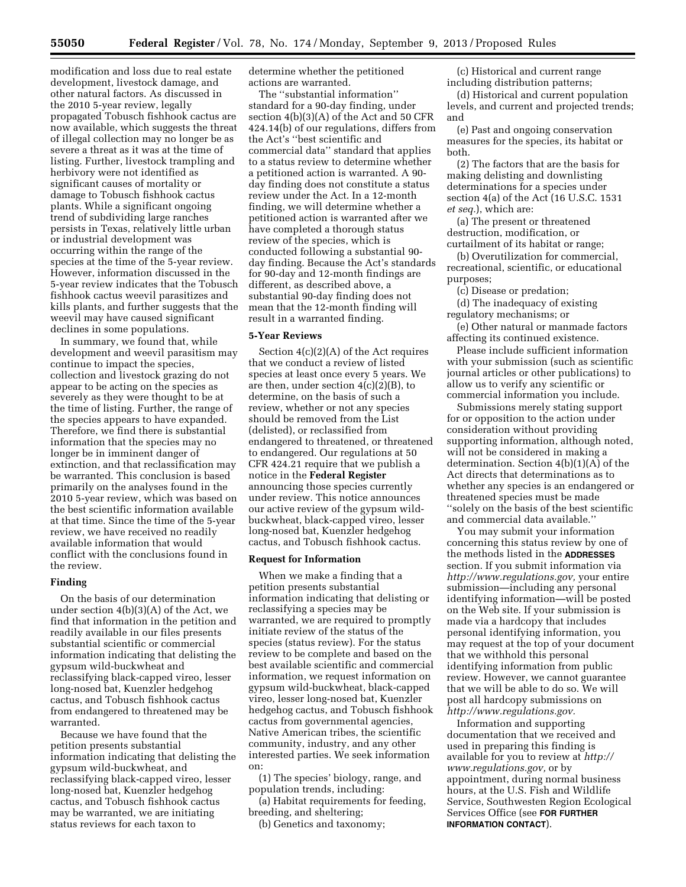modification and loss due to real estate development, livestock damage, and other natural factors. As discussed in the 2010 5-year review, legally propagated Tobusch fishhook cactus are now available, which suggests the threat of illegal collection may no longer be as severe a threat as it was at the time of listing. Further, livestock trampling and herbivory were not identified as significant causes of mortality or damage to Tobusch fishhook cactus plants. While a significant ongoing trend of subdividing large ranches persists in Texas, relatively little urban or industrial development was occurring within the range of the species at the time of the 5-year review. However, information discussed in the 5-year review indicates that the Tobusch fishhook cactus weevil parasitizes and kills plants, and further suggests that the weevil may have caused significant declines in some populations.

In summary, we found that, while development and weevil parasitism may continue to impact the species, collection and livestock grazing do not appear to be acting on the species as severely as they were thought to be at the time of listing. Further, the range of the species appears to have expanded. Therefore, we find there is substantial information that the species may no longer be in imminent danger of extinction, and that reclassification may be warranted. This conclusion is based primarily on the analyses found in the 2010 5-year review, which was based on the best scientific information available at that time. Since the time of the 5-year review, we have received no readily available information that would conflict with the conclusions found in the review.

### Finding

On the basis of our determination under section 4(b)(3)(A) of the Act, we find that information in the petition and readily available in our files presents substantial scientific or commercial information indicating that delisting the gypsum wild-buckwheat and reclassifying black-capped vireo, lesser long-nosed bat, Kuenzler hedgehog cactus, and Tobusch fishhook cactus from endangered to threatened may be warranted.

Because we have found that the petition presents substantial information indicating that delisting the gypsum wild-buckwheat, and reclassifying black-capped vireo, lesser long-nosed bat, Kuenzler hedgehog cactus, and Tobusch fishhook cactus may be warranted, we are initiating status reviews for each taxon to determine whether the petitioned actions are warranted.

The ''substantial information'' standard for a 90-day finding, under section 4(b)(3)(A) of the Act and 50 CFR 424.14(b) of our regulations, differs from the Act's ''best scientific and commercial data'' standard that applies to a status review to determine whether a petitioned action is warranted. A 90-day finding does not constitute a status review under the Act. In a 12-month finding, we will determine whether a petitioned action is warranted after we have completed a thorough status review of the species, which is conducted following a substantial 90-day finding. Because the Act's standards for 90-day and 12-month findings are different, as described above, a substantial 90-day finding does not mean that the 12-month finding will result in a warranted finding.

### 5-Year Reviews

Section 4(c)(2)(A) of the Act requires that we conduct a review of listed species at least once every 5 years. We are then, under section 4(c)(2)(B), to determine, on the basis of such a review, whether or not any species should be removed from the List (delisted), or reclassified from endangered to threatened, or threatened to endangered. Our regulations at 50 CFR 424.21 require that we publish a notice in the **Federal Register** announcing those species currently under review. This notice announces our active review of the gypsum wild-buckwheat, black-capped vireo, lesser long-nosed bat, Kuenzler hedgehog cactus, and Tobusch fishhook cactus.

### Request for Information

When we make a finding that a petition presents substantial information indicating that delisting or reclassifying a species may be warranted, we are required to promptly initiate review of the status of the species (status review). For the status review to be complete and based on the best available scientific and commercial information, we request information on gypsum wild-buckwheat, black-capped vireo, lesser long-nosed bat, Kuenzler hedgehog cactus, and Tobusch fishhook cactus from governmental agencies, Native American tribes, the scientific community, industry, and any other interested parties. We seek information on:

(1) The species' biology, range, and population trends, including:

(a) Habitat requirements for feeding, breeding, and sheltering;

(b) Genetics and taxonomy;

(c) Historical and current range including distribution patterns;

(d) Historical and current population levels, and current and projected trends; and

(e) Past and ongoing conservation measures for the species, its habitat or both.

(2) The factors that are the basis for making delisting and downlisting determinations for a species under section 4(a) of the Act (16 U.S.C. 1531 *et seq.*), which are:

(a) The present or threatened destruction, modification, or curtailment of its habitat or range;

(b) Overutilization for commercial, recreational, scientific, or educational purposes;

(c) Disease or predation;

(d) The inadequacy of existing regulatory mechanisms; or

(e) Other natural or manmade factors affecting its continued existence.

Please include sufficient information with your submission (such as scientific journal articles or other publications) to allow us to verify any scientific or commercial information you include.

Submissions merely stating support for or opposition to the action under consideration without providing supporting information, although noted, will not be considered in making a determination. Section 4(b)(1)(A) of the Act directs that determinations as to whether any species is an endangered or threatened species must be made ''solely on the basis of the best scientific and commercial data available.''

You may submit your information concerning this status review by one of the methods listed in the **ADDRESSES** section. If you submit information via *http://www.regulations.gov,* your entire submission—including any personal identifying information—will be posted on the Web site. If your submission is made via a hardcopy that includes personal identifying information, you may request at the top of your document that we withhold this personal identifying information from public review. However, we cannot guarantee that we will be able to do so. We will post all hardcopy submissions on *http://www.regulations.gov.*

Information and supporting documentation that we received and used in preparing this finding is available for you to review at *http://www.regulations.gov,* or by appointment, during normal business hours, at the U.S. Fish and Wildlife Service, Southwesten Region Ecological Services Office (see **FOR FURTHER INFORMATION CONTACT**).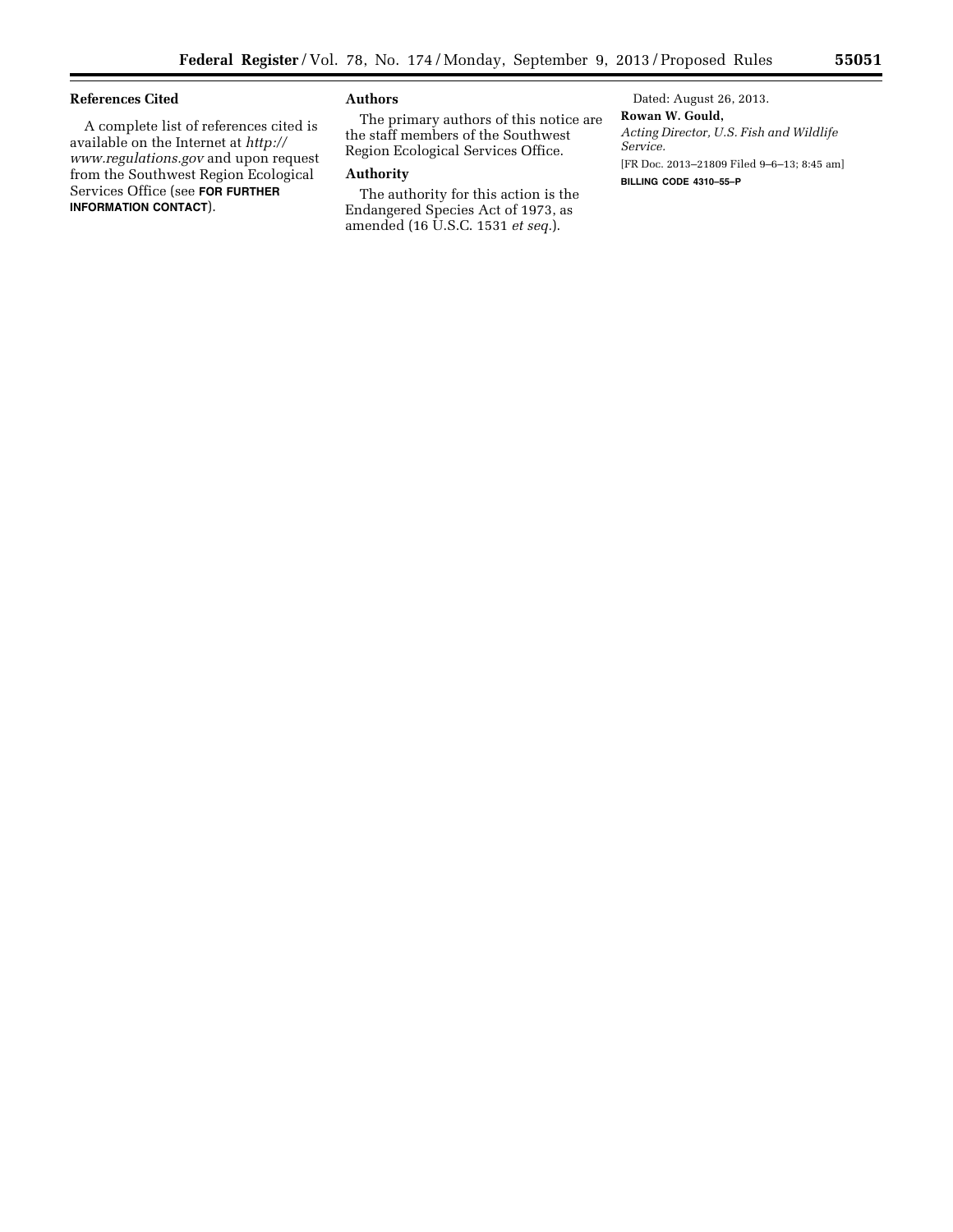## References Cited

A complete list of references cited is available on the Internet at *http://www.regulations.gov* and upon request from the Southwest Region Ecological Services Office (see **FOR FURTHER INFORMATION CONTACT**).

## Authors

The primary authors of this notice are the staff members of the Southwest Region Ecological Services Office.

## Authority

The authority for this action is the Endangered Species Act of 1973, as amended (16 U.S.C. 1531 *et seq.*).

Dated: August 26, 2013.

**Rowan W. Gould,**

*Acting Director, U.S. Fish and Wildlife Service.*

[FR Doc. 2013–21809 Filed 9–6–13; 8:45 am]

**BILLING CODE 4310–55–P**